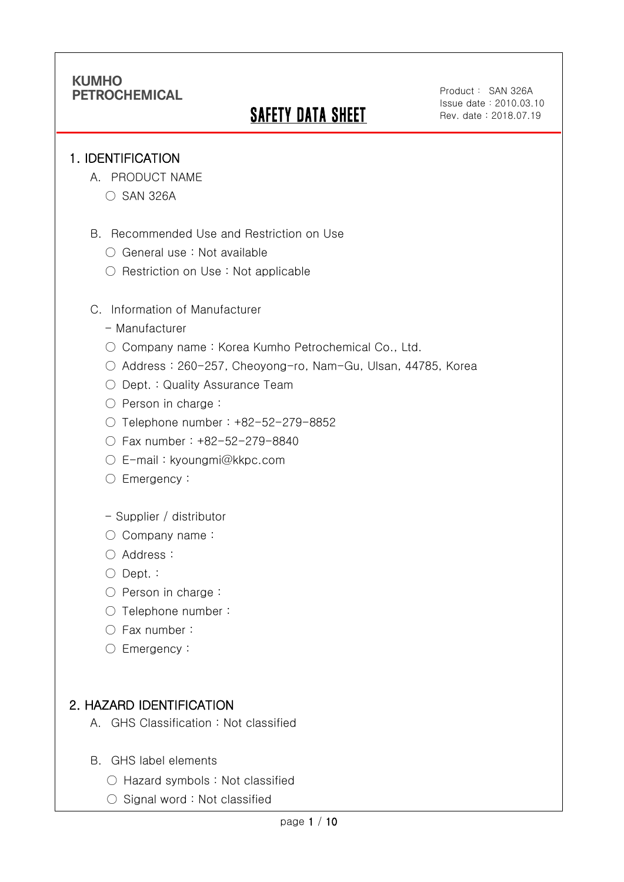KUMHO
PETROCHEMICAL

# SAFETY DATA SHEET

Product : SAN 326A
Issue date : 2010.03.10
Rev. date : 2018.07.19

## 1. IDENTIFICATION

A. PRODUCT NAME

○ SAN 326A

B. Recommended Use and Restriction on Use

○ General use : Not available

○ Restriction on Use : Not applicable

C. Information of Manufacturer

- Manufacturer

○ Company name : Korea Kumho Petrochemical Co., Ltd.

○ Address : 260-257, Cheoyong-ro, Nam-Gu, Ulsan, 44785, Korea

○ Dept. : Quality Assurance Team

○ Person in charge :

○ Telephone number : +82-52-279-8852

○ Fax number : +82-52-279-8840

○ E-mail : kyoungmi@kkpc.com

○ Emergency :

- Supplier / distributor

○ Company name :

○ Address :

○ Dept. :

○ Person in charge :

○ Telephone number :

○ Fax number :

○ Emergency :

## 2. HAZARD IDENTIFICATION

A. GHS Classification : Not classified

B. GHS label elements

○ Hazard symbols : Not classified

○ Signal word : Not classified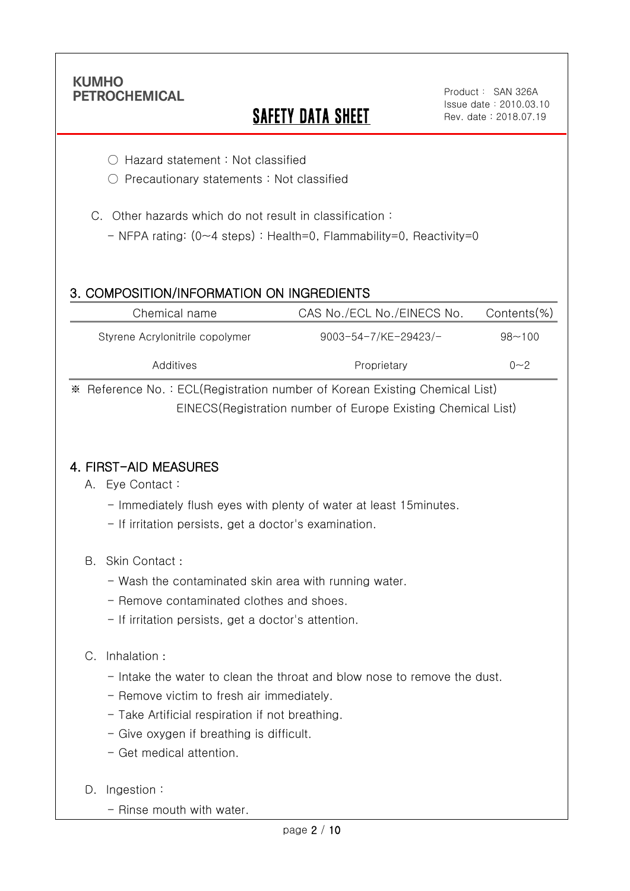○ Hazard statement : Not classified

○ Precautionary statements : Not classified

C. Other hazards which do not result in classification :

- NFPA rating: (0~4 steps) : Health=0, Flammability=0, Reactivity=0

## 3. COMPOSITION/INFORMATION ON INGREDIENTS

| Chemical name | CAS No./ECL No./EINECS No. | Contents(%) |
|---|---|---|
| Styrene Acrylonitrile copolymer | 9003-54-7/KE-29423/- | 98~100 |
| Additives | Proprietary | 0~2 |

※ Reference No. : ECL(Registration number of Korean Existing Chemical List)
EINECS(Registration number of Europe Existing Chemical List)

## 4. FIRST-AID MEASURES

A. Eye Contact :

- Immediately flush eyes with plenty of water at least 15minutes.
- If irritation persists, get a doctor's examination.

B. Skin Contact :

- Wash the contaminated skin area with running water.
- Remove contaminated clothes and shoes.
- If irritation persists, get a doctor's attention.

C. Inhalation :

- Intake the water to clean the throat and blow nose to remove the dust.
- Remove victim to fresh air immediately.
- Take Artificial respiration if not breathing.
- Give oxygen if breathing is difficult.
- Get medical attention.

D. Ingestion :

- Rinse mouth with water.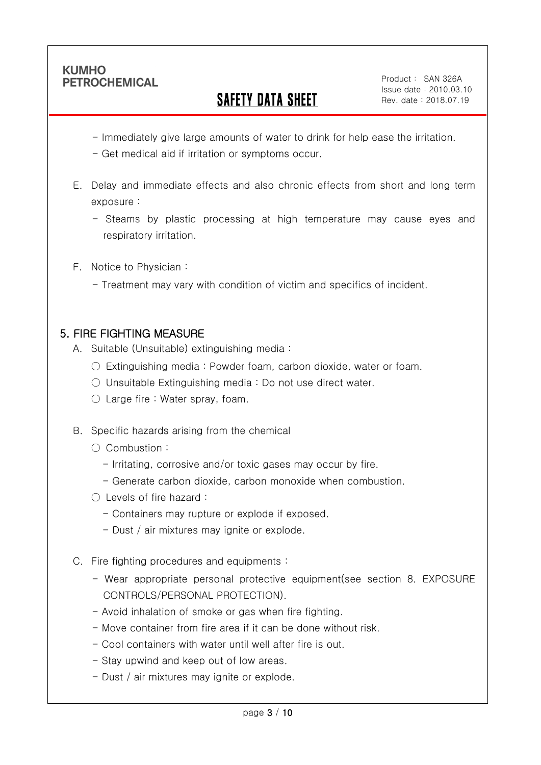- Immediately give large amounts of water to drink for help ease the irritation.
- Get medical aid if irritation or symptoms occur.

E. Delay and immediate effects and also chronic effects from short and long term exposure :

- Steams by plastic processing at high temperature may cause eyes and respiratory irritation.

F. Notice to Physician :

- Treatment may vary with condition of victim and specifics of incident.

## 5. FIRE FIGHTING MEASURE

A. Suitable (Unsuitable) extinguishing media :

○ Extinguishing media : Powder foam, carbon dioxide, water or foam.

○ Unsuitable Extinguishing media : Do not use direct water.

○ Large fire : Water spray, foam.

B. Specific hazards arising from the chemical

○ Combustion :

- Irritating, corrosive and/or toxic gases may occur by fire.
- Generate carbon dioxide, carbon monoxide when combustion.

○ Levels of fire hazard :

- Containers may rupture or explode if exposed.
- Dust / air mixtures may ignite or explode.

C. Fire fighting procedures and equipments :

- Wear appropriate personal protective equipment(see section 8. EXPOSURE CONTROLS/PERSONAL PROTECTION).
- Avoid inhalation of smoke or gas when fire fighting.
- Move container from fire area if it can be done without risk.
- Cool containers with water until well after fire is out.
- Stay upwind and keep out of low areas.
- Dust / air mixtures may ignite or explode.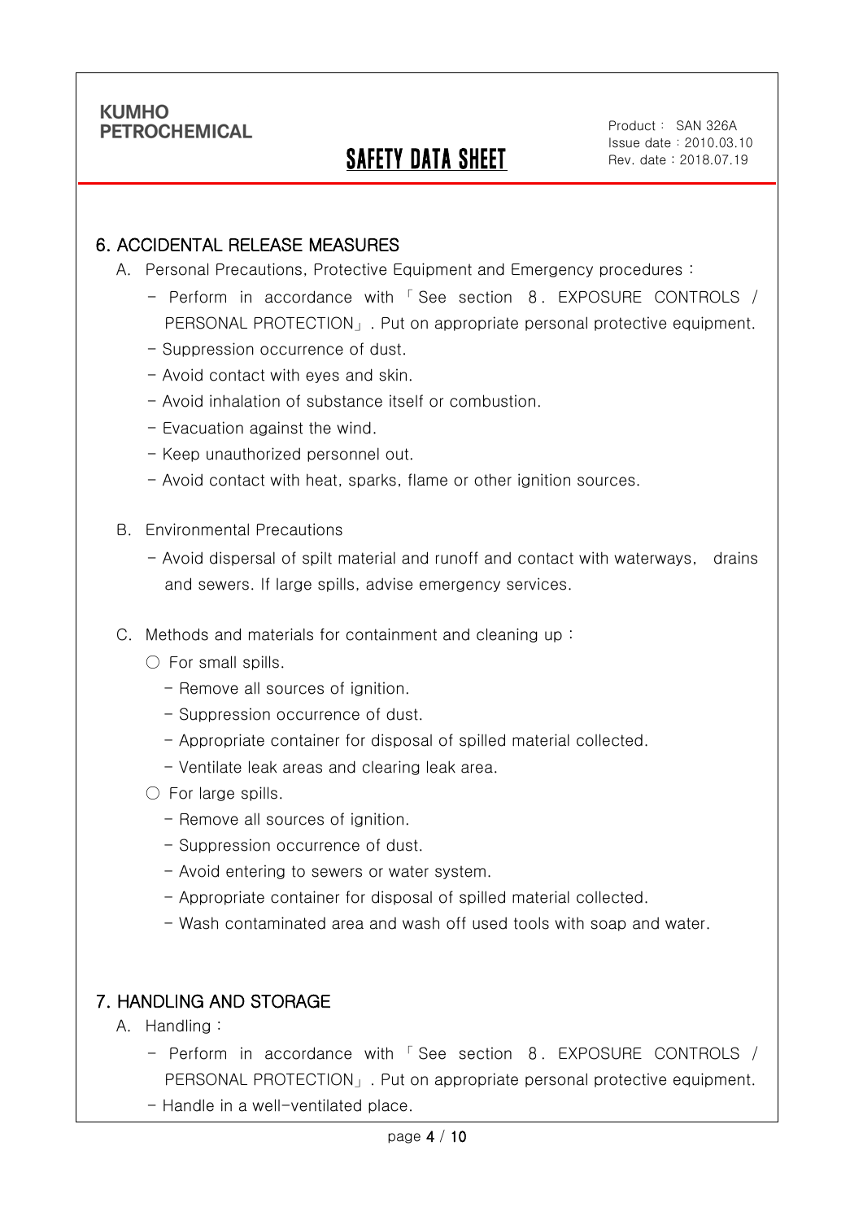## 6. ACCIDENTAL RELEASE MEASURES

A. Personal Precautions, Protective Equipment and Emergency procedures :

- Perform in accordance with 「See section 8. EXPOSURE CONTROLS / PERSONAL PROTECTION」. Put on appropriate personal protective equipment.
- Suppression occurrence of dust.
- Avoid contact with eyes and skin.
- Avoid inhalation of substance itself or combustion.
- Evacuation against the wind.
- Keep unauthorized personnel out.
- Avoid contact with heat, sparks, flame or other ignition sources.

B. Environmental Precautions

- Avoid dispersal of spilt material and runoff and contact with waterways, drains and sewers. If large spills, advise emergency services.

C. Methods and materials for containment and cleaning up :

○ For small spills.

- Remove all sources of ignition.
- Suppression occurrence of dust.
- Appropriate container for disposal of spilled material collected.
- Ventilate leak areas and clearing leak area.

○ For large spills.

- Remove all sources of ignition.
- Suppression occurrence of dust.
- Avoid entering to sewers or water system.
- Appropriate container for disposal of spilled material collected.
- Wash contaminated area and wash off used tools with soap and water.

## 7. HANDLING AND STORAGE

A. Handling :

- Perform in accordance with 「See section 8. EXPOSURE CONTROLS / PERSONAL PROTECTION」. Put on appropriate personal protective equipment.
- Handle in a well-ventilated place.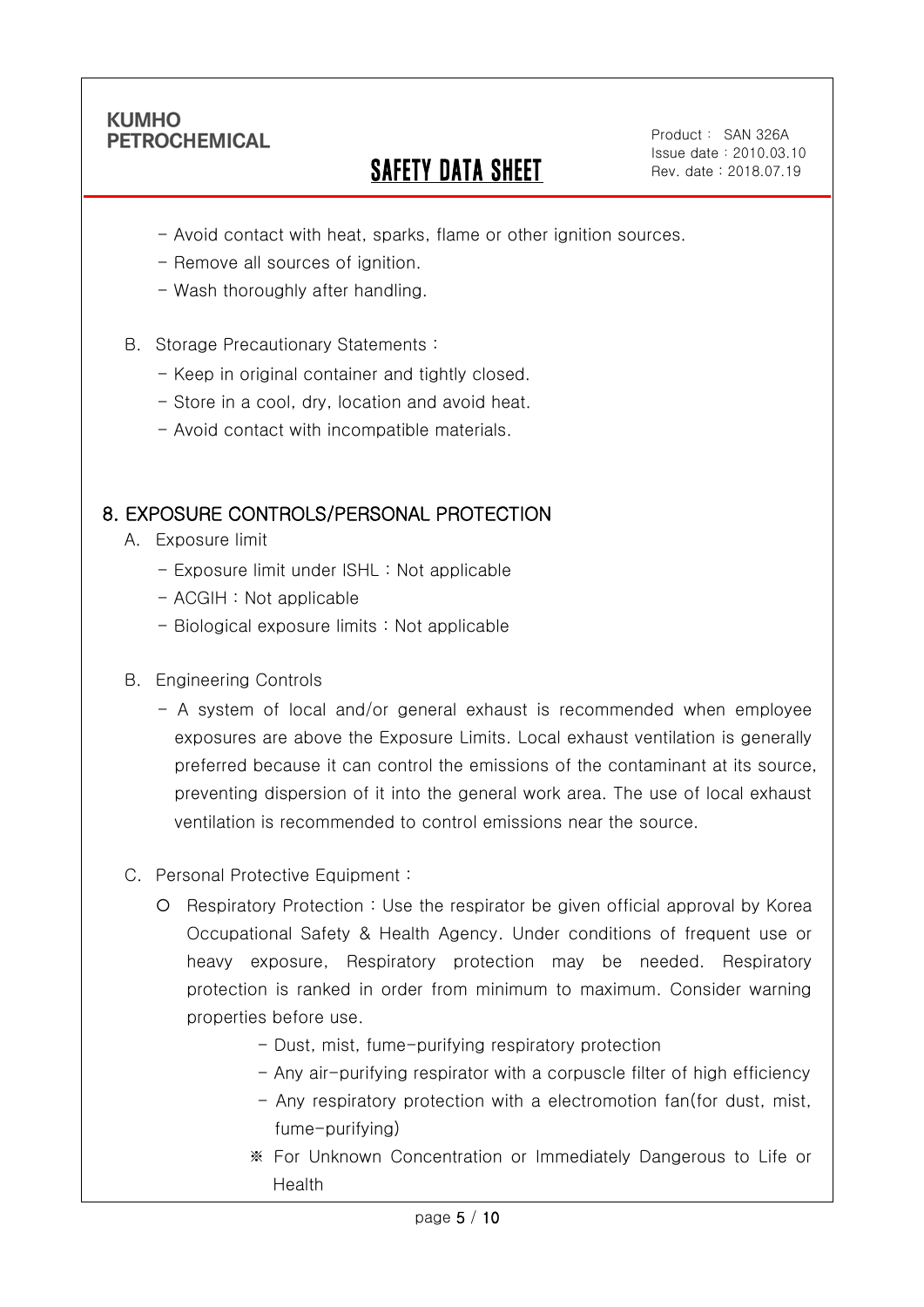- Avoid contact with heat, sparks, flame or other ignition sources.
- Remove all sources of ignition.
- Wash thoroughly after handling.

B. Storage Precautionary Statements :

- Keep in original container and tightly closed.
- Store in a cool, dry, location and avoid heat.
- Avoid contact with incompatible materials.

## 8. EXPOSURE CONTROLS/PERSONAL PROTECTION

A. Exposure limit

- Exposure limit under ISHL : Not applicable
- ACGIH : Not applicable
- Biological exposure limits : Not applicable

B. Engineering Controls

- A system of local and/or general exhaust is recommended when employee exposures are above the Exposure Limits. Local exhaust ventilation is generally preferred because it can control the emissions of the contaminant at its source, preventing dispersion of it into the general work area. The use of local exhaust ventilation is recommended to control emissions near the source.

C. Personal Protective Equipment :

ㅇ Respiratory Protection : Use the respirator be given official approval by Korea Occupational Safety & Health Agency. Under conditions of frequent use or heavy exposure, Respiratory protection may be needed. Respiratory protection is ranked in order from minimum to maximum. Consider warning properties before use.

- Dust, mist, fume-purifying respiratory protection
- Any air-purifying respirator with a corpuscle filter of high efficiency
- Any respiratory protection with a electromotion fan(for dust, mist, fume-purifying)

※ For Unknown Concentration or Immediately Dangerous to Life or Health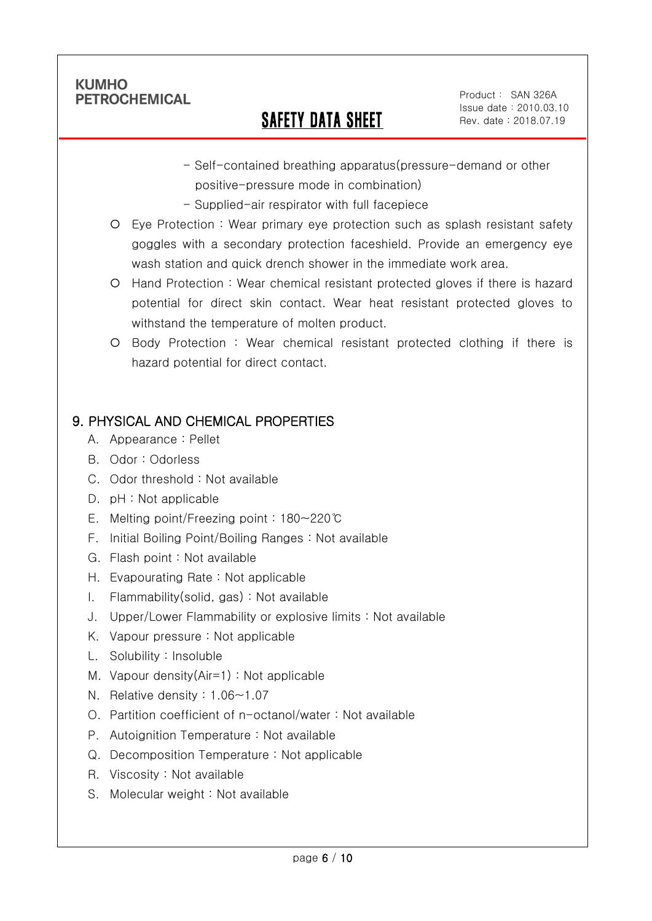- Self-contained breathing apparatus(pressure-demand or other positive-pressure mode in combination)
- Supplied-air respirator with full facepiece

○ Eye Protection : Wear primary eye protection such as splash resistant safety goggles with a secondary protection faceshield. Provide an emergency eye wash station and quick drench shower in the immediate work area.

○ Hand Protection : Wear chemical resistant protected gloves if there is hazard potential for direct skin contact. Wear heat resistant protected gloves to withstand the temperature of molten product.

○ Body Protection : Wear chemical resistant protected clothing if there is hazard potential for direct contact.

## 9. PHYSICAL AND CHEMICAL PROPERTIES

A. Appearance : Pellet
B. Odor : Odorless
C. Odor threshold : Not available
D. pH : Not applicable
E. Melting point/Freezing point : 180~220℃
F. Initial Boiling Point/Boiling Ranges : Not available
G. Flash point : Not available
H. Evapourating Rate : Not applicable
I. Flammability(solid, gas) : Not available
J. Upper/Lower Flammability or explosive limits : Not available
K. Vapour pressure : Not applicable
L. Solubility : Insoluble
M. Vapour density(Air=1) : Not applicable
N. Relative density : 1.06~1.07
O. Partition coefficient of n-octanol/water : Not available
P. Autoignition Temperature : Not available
Q. Decomposition Temperature : Not applicable
R. Viscosity : Not available
S. Molecular weight : Not available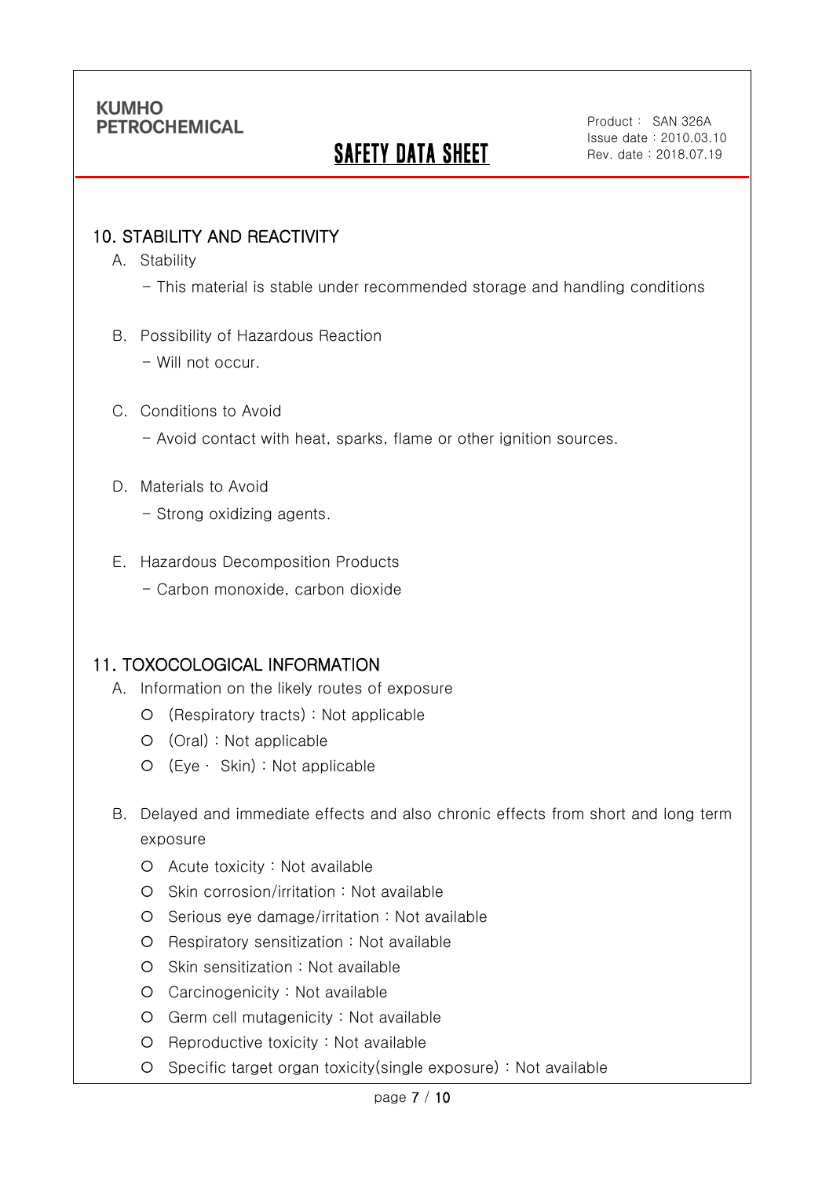## 10. STABILITY AND REACTIVITY

A. Stability

- This material is stable under recommended storage and handling conditions

B. Possibility of Hazardous Reaction

- Will not occur.

C. Conditions to Avoid

- Avoid contact with heat, sparks, flame or other ignition sources.

D. Materials to Avoid

- Strong oxidizing agents.

E. Hazardous Decomposition Products

- Carbon monoxide, carbon dioxide

## 11. TOXOCOLOGICAL INFORMATION

A. Information on the likely routes of exposure

- (Respiratory tracts) : Not applicable
- (Oral) : Not applicable
- (Eye · Skin) : Not applicable

B. Delayed and immediate effects and also chronic effects from short and long term exposure

- Acute toxicity : Not available
- Skin corrosion/irritation : Not available
- Serious eye damage/irritation : Not available
- Respiratory sensitization : Not available
- Skin sensitization : Not available
- Carcinogenicity : Not available
- Germ cell mutagenicity : Not available
- Reproductive toxicity : Not available
- Specific target organ toxicity(single exposure) : Not available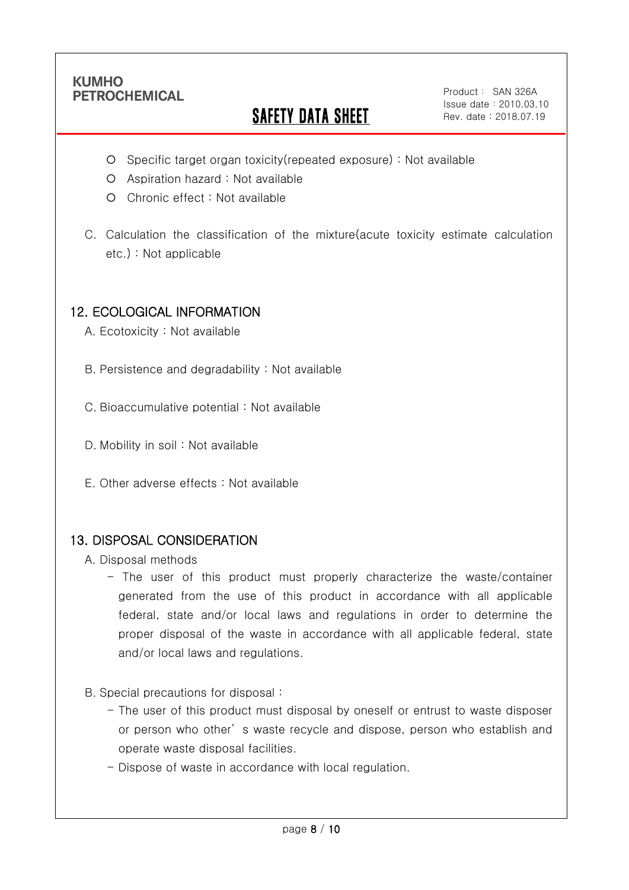- Specific target organ toxicity(repeated exposure) : Not available
- Aspiration hazard : Not available
- Chronic effect : Not available

C. Calculation the classification of the mixture(acute toxicity estimate calculation etc.) : Not applicable

## 12. ECOLOGICAL INFORMATION

A. Ecotoxicity : Not available

B. Persistence and degradability : Not available

C. Bioaccumulative potential : Not available

D. Mobility in soil : Not available

E. Other adverse effects : Not available

## 13. DISPOSAL CONSIDERATION

A. Disposal methods

- The user of this product must properly characterize the waste/container generated from the use of this product in accordance with all applicable federal, state and/or local laws and regulations in order to determine the proper disposal of the waste in accordance with all applicable federal, state and/or local laws and regulations.

B. Special precautions for disposal :

- The user of this product must disposal by oneself or entrust to waste disposer or person who other' s waste recycle and dispose, person who establish and operate waste disposal facilities.
- Dispose of waste in accordance with local regulation.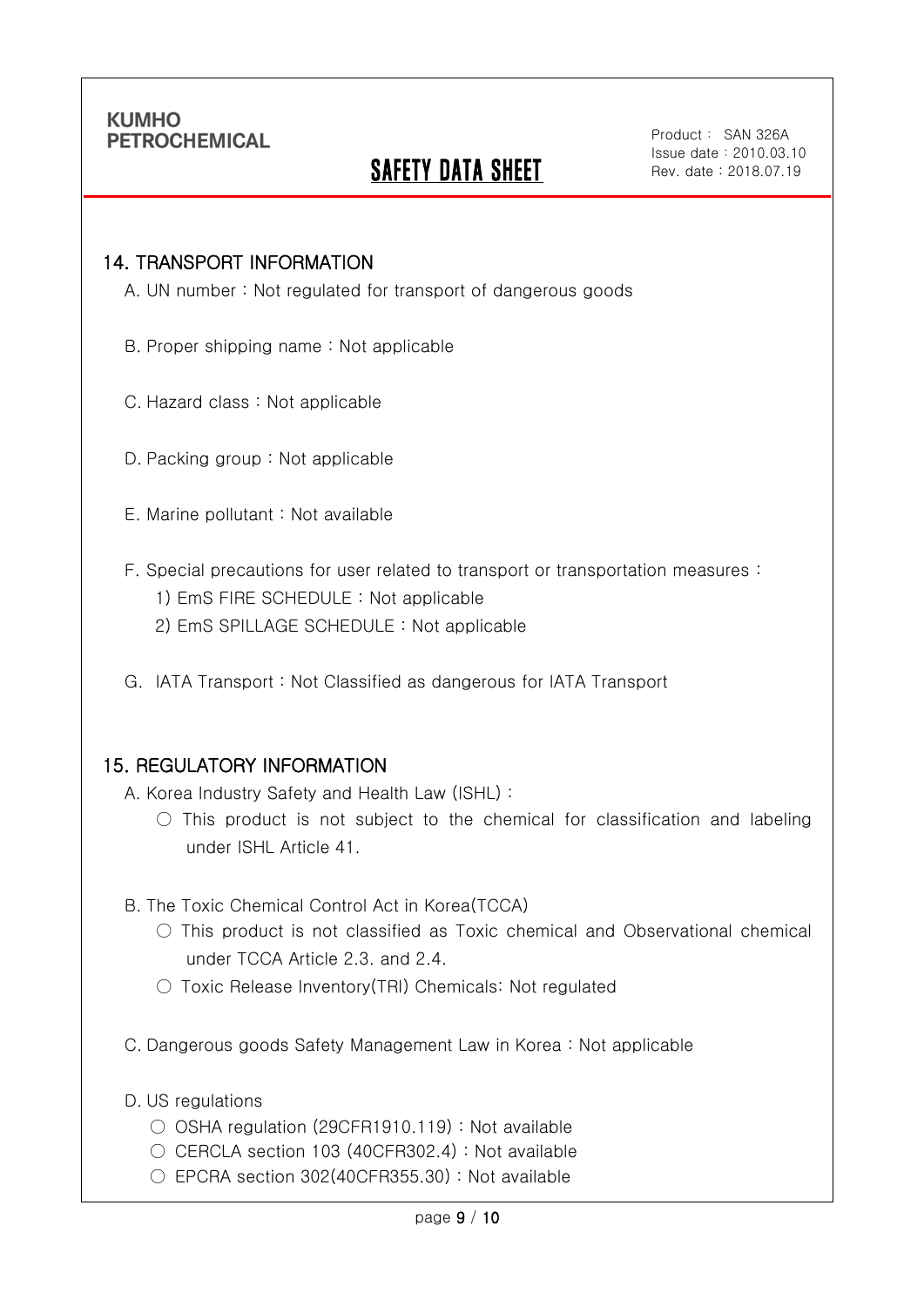## 14. TRANSPORT INFORMATION

A. UN number : Not regulated for transport of dangerous goods

B. Proper shipping name : Not applicable

C. Hazard class : Not applicable

D. Packing group : Not applicable

E. Marine pollutant : Not available

F. Special precautions for user related to transport or transportation measures :

1) EmS FIRE SCHEDULE : Not applicable

2) EmS SPILLAGE SCHEDULE : Not applicable

G. IATA Transport : Not Classified as dangerous for IATA Transport

## 15. REGULATORY INFORMATION

A. Korea Industry Safety and Health Law (ISHL) :

○ This product is not subject to the chemical for classification and labeling under ISHL Article 41.

B. The Toxic Chemical Control Act in Korea(TCCA)

○ This product is not classified as Toxic chemical and Observational chemical under TCCA Article 2.3. and 2.4.

○ Toxic Release Inventory(TRI) Chemicals: Not regulated

C. Dangerous goods Safety Management Law in Korea : Not applicable

D. US regulations

○ OSHA regulation (29CFR1910.119) : Not available

○ CERCLA section 103 (40CFR302.4) : Not available

○ EPCRA section 302(40CFR355.30) : Not available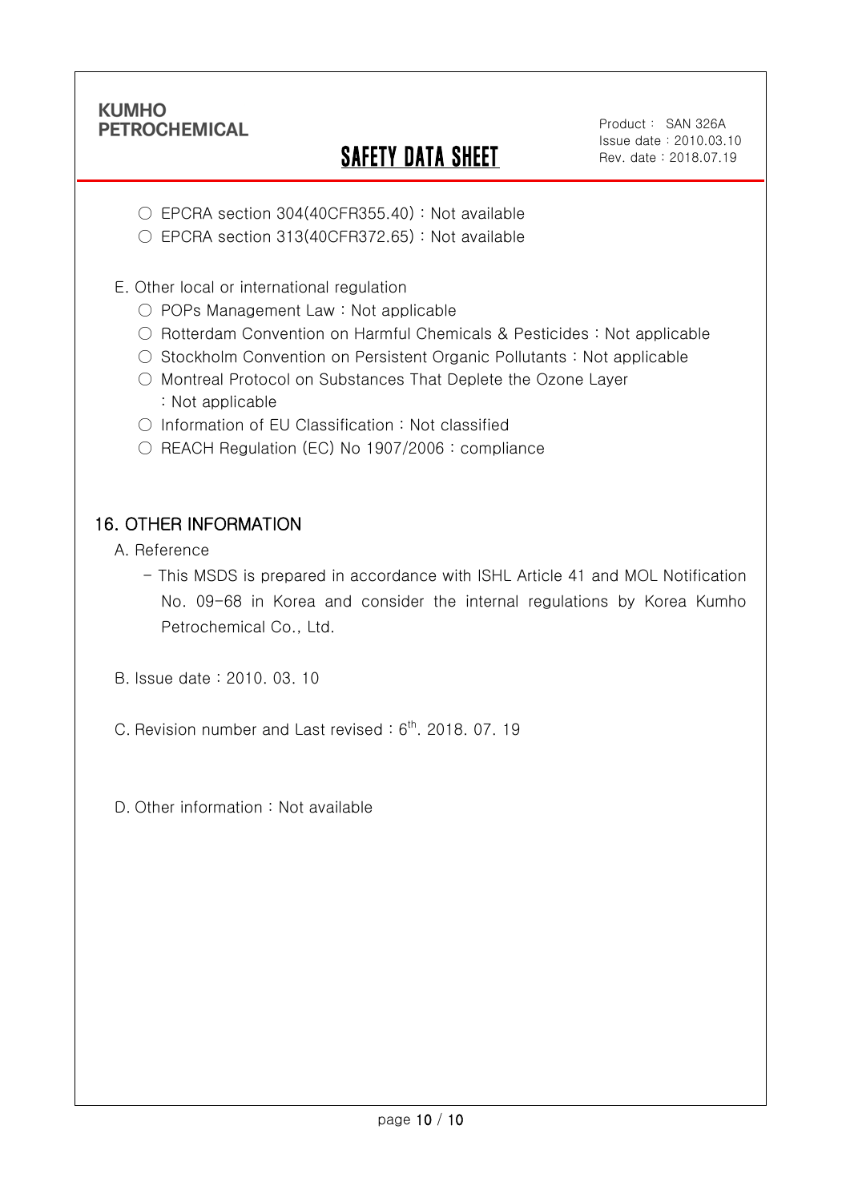○ EPCRA section 304(40CFR355.40) : Not available

○ EPCRA section 313(40CFR372.65) : Not available

E. Other local or international regulation

○ POPs Management Law : Not applicable

○ Rotterdam Convention on Harmful Chemicals & Pesticides : Not applicable

○ Stockholm Convention on Persistent Organic Pollutants : Not applicable

○ Montreal Protocol on Substances That Deplete the Ozone Layer : Not applicable

○ Information of EU Classification : Not classified

○ REACH Regulation (EC) No 1907/2006 : compliance

## 16. OTHER INFORMATION

A. Reference

- This MSDS is prepared in accordance with ISHL Article 41 and MOL Notification No. 09-68 in Korea and consider the internal regulations by Korea Kumho Petrochemical Co., Ltd.

B. Issue date : 2010. 03. 10

C. Revision number and Last revised : $6^{th}$. 2018. 07. 19

D. Other information : Not available